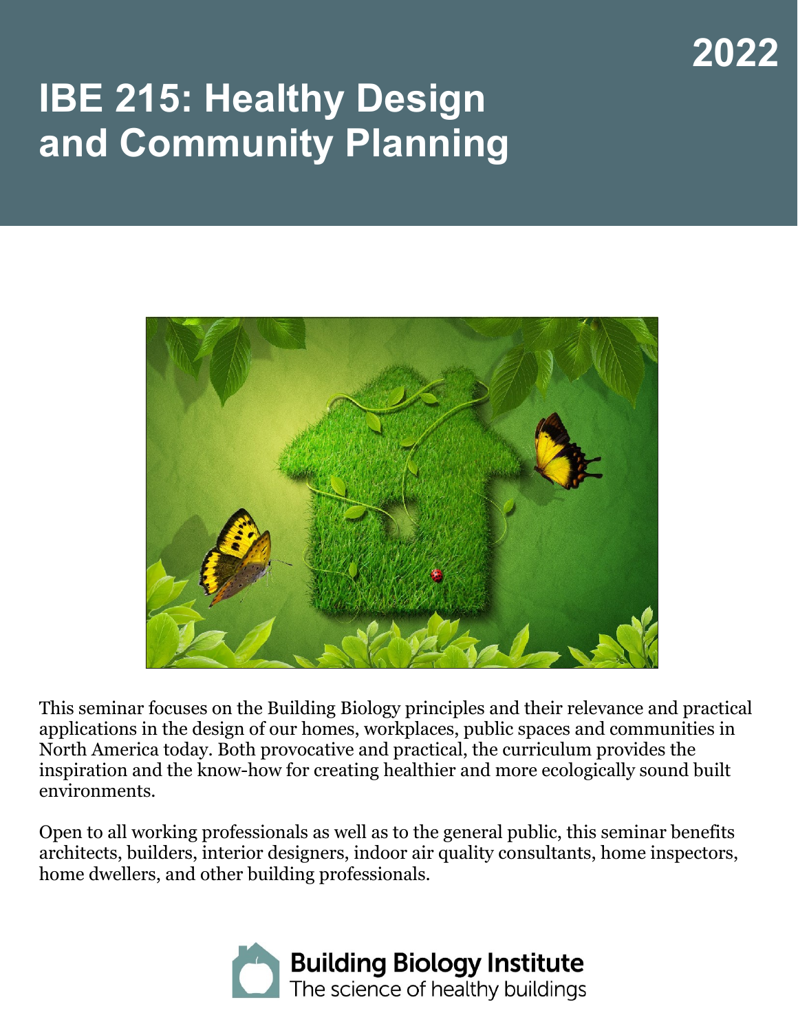2022

# IBE 215: Healthy Design and Community Planning

This seminar focuses on the Building Biology principles and their relevance and practical applications in the design of our homes, workplaces, public spaces and communities in North America today. Both provocative and practical, the curriculum provides the inspiration and the know-how for creating healthier and more ecologically sound built environments.

Open to all working professionals as well as to the general public, this seminar benefits architects, builders, interior designers, indoor air quality consultants, home inspectors, home dwellers, and other building professionals.

Building Biology Institute
The science of healthy buildings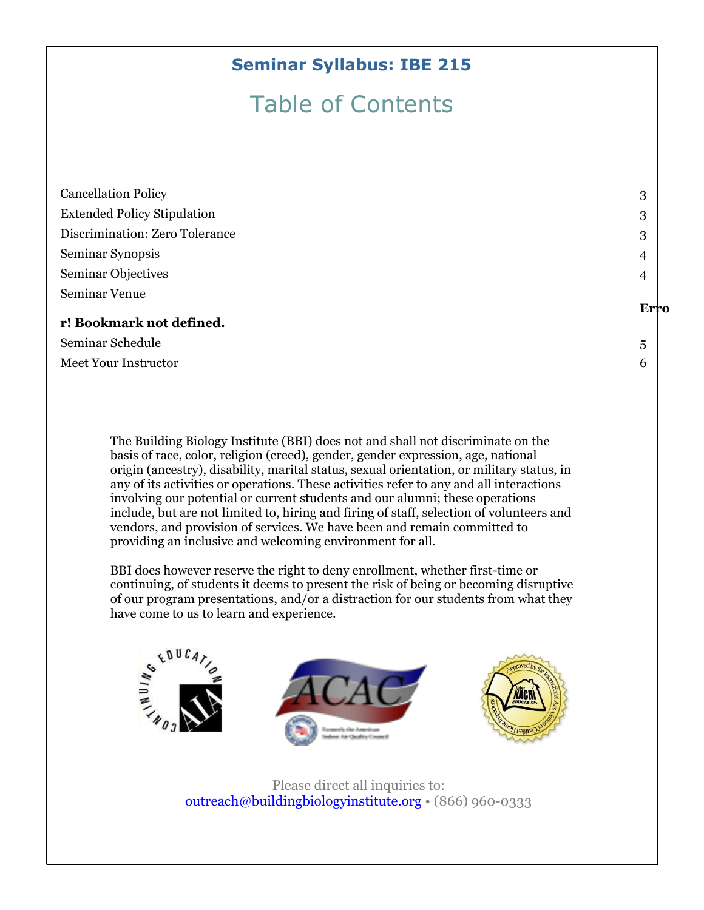## Seminar Syllabus: IBE 215

# Table of Contents

| | |
|---|---|
| Cancellation Policy | 3 |
| Extended Policy Stipulation | 3 |
| Discrimination: Zero Tolerance | 3 |
| Seminar Synopsis | 4 |
| Seminar Objectives | 4 |
| Seminar Venue | **Error! Bookmark not defined.** |
| Seminar Schedule | 5 |
| Meet Your Instructor | 6 |

The Building Biology Institute (BBI) does not and shall not discriminate on the basis of race, color, religion (creed), gender, gender expression, age, national origin (ancestry), disability, marital status, sexual orientation, or military status, in any of its activities or operations. These activities refer to any and all interactions involving our potential or current students and our alumni; these operations include, but are not limited to, hiring and firing of staff, selection of volunteers and vendors, and provision of services. We have been and remain committed to providing an inclusive and welcoming environment for all.

BBI does however reserve the right to deny enrollment, whether first-time or continuing, of students it deems to present the risk of being or becoming disruptive of our program presentations, and/or a distraction for our students from what they have come to us to learn and experience.

Please direct all inquiries to:
outreach@buildingbiologyinstitute.org • (866) 960-0333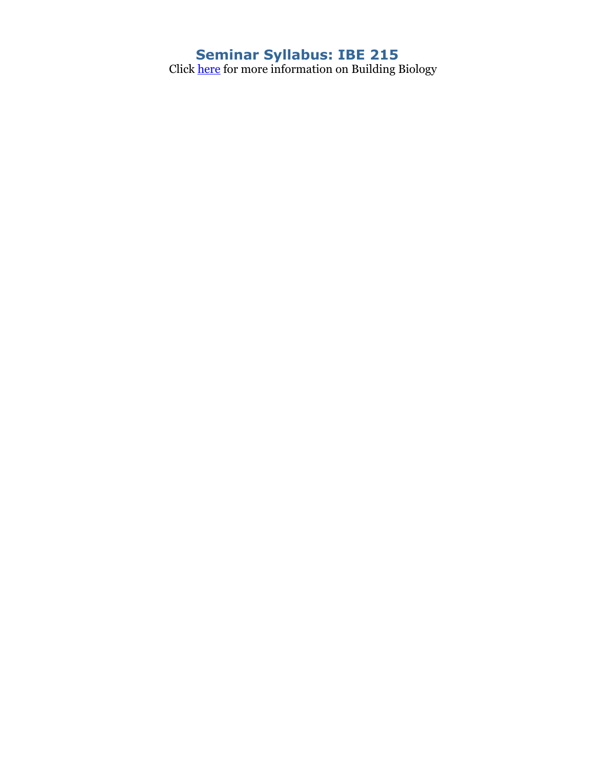# Seminar Syllabus: IBE 215

Click here for more information on Building Biology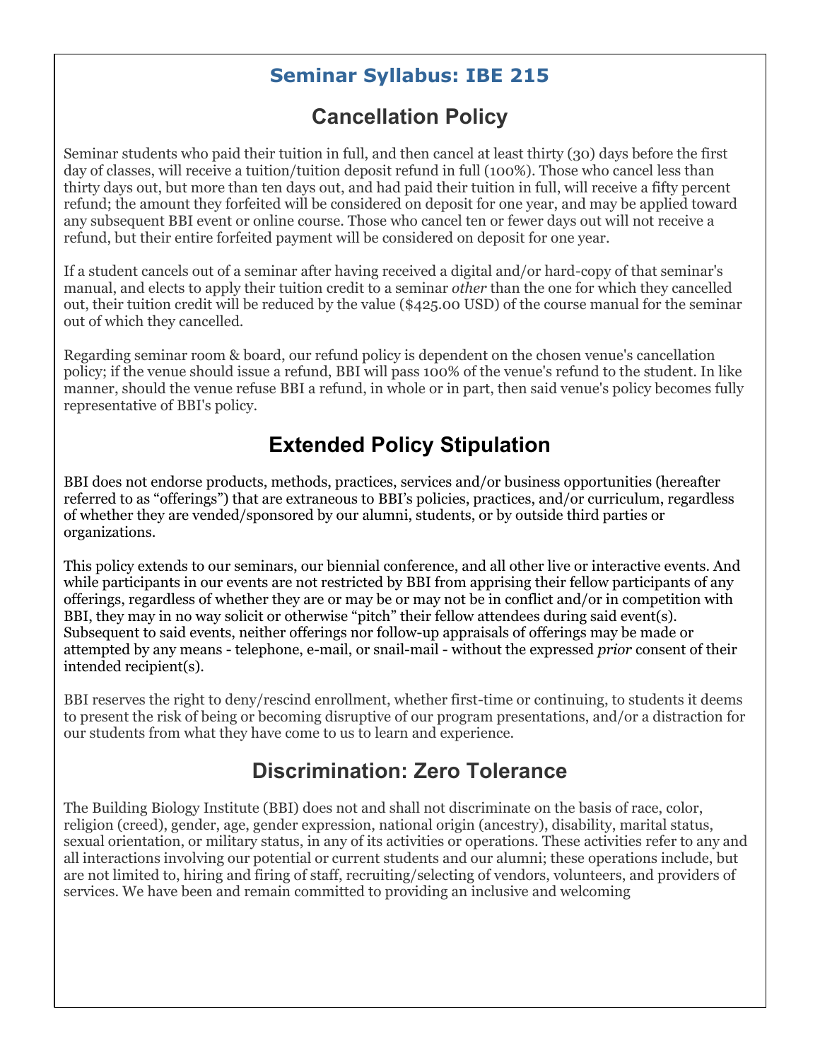## Seminar Syllabus: IBE 215

# Cancellation Policy

Seminar students who paid their tuition in full, and then cancel at least thirty (30) days before the first day of classes, will receive a tuition/tuition deposit refund in full (100%). Those who cancel less than thirty days out, but more than ten days out, and had paid their tuition in full, will receive a fifty percent refund; the amount they forfeited will be considered on deposit for one year, and may be applied toward any subsequent BBI event or online course. Those who cancel ten or fewer days out will not receive a refund, but their entire forfeited payment will be considered on deposit for one year.

If a student cancels out of a seminar after having received a digital and/or hard-copy of that seminar's manual, and elects to apply their tuition credit to a seminar *other* than the one for which they cancelled out, their tuition credit will be reduced by the value ($425.00 USD) of the course manual for the seminar out of which they cancelled.

Regarding seminar room & board, our refund policy is dependent on the chosen venue's cancellation policy; if the venue should issue a refund, BBI will pass 100% of the venue's refund to the student. In like manner, should the venue refuse BBI a refund, in whole or in part, then said venue's policy becomes fully representative of BBI's policy.

# Extended Policy Stipulation

BBI does not endorse products, methods, practices, services and/or business opportunities (hereafter referred to as "offerings") that are extraneous to BBI's policies, practices, and/or curriculum, regardless of whether they are vended/sponsored by our alumni, students, or by outside third parties or organizations.

This policy extends to our seminars, our biennial conference, and all other live or interactive events. And while participants in our events are not restricted by BBI from apprising their fellow participants of any offerings, regardless of whether they are or may be or may not be in conflict and/or in competition with BBI, they may in no way solicit or otherwise "pitch" their fellow attendees during said event(s). Subsequent to said events, neither offerings nor follow-up appraisals of offerings may be made or attempted by any means - telephone, e-mail, or snail-mail - without the expressed *prior* consent of their intended recipient(s).

BBI reserves the right to deny/rescind enrollment, whether first-time or continuing, to students it deems to present the risk of being or becoming disruptive of our program presentations, and/or a distraction for our students from what they have come to us to learn and experience.

# Discrimination: Zero Tolerance

The Building Biology Institute (BBI) does not and shall not discriminate on the basis of race, color, religion (creed), gender, age, gender expression, national origin (ancestry), disability, marital status, sexual orientation, or military status, in any of its activities or operations. These activities refer to any and all interactions involving our potential or current students and our alumni; these operations include, but are not limited to, hiring and firing of staff, recruiting/selecting of vendors, volunteers, and providers of services. We have been and remain committed to providing an inclusive and welcoming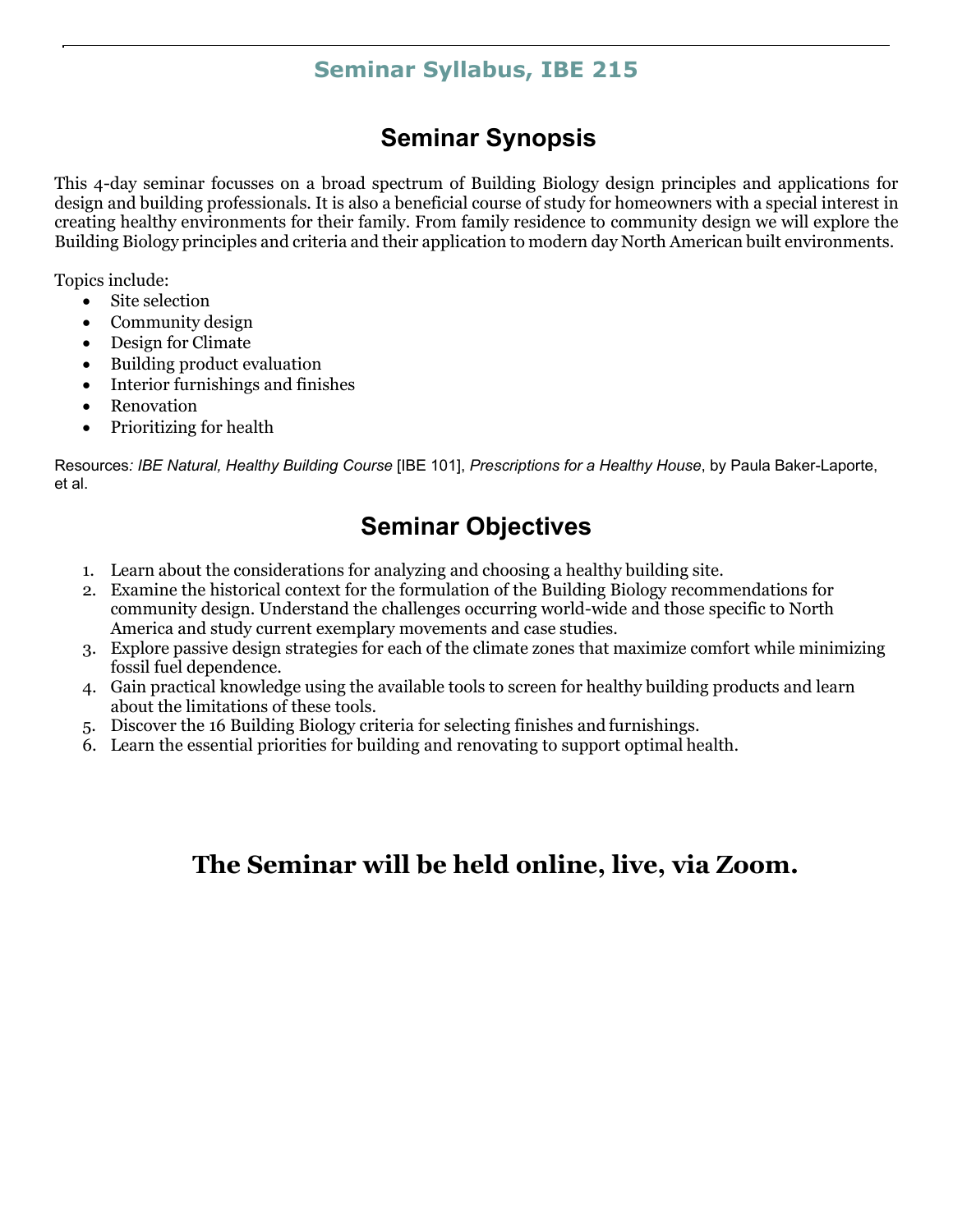# Seminar Syllabus, IBE 215

## Seminar Synopsis

This 4-day seminar focusses on a broad spectrum of Building Biology design principles and applications for design and building professionals. It is also a beneficial course of study for homeowners with a special interest in creating healthy environments for their family. From family residence to community design we will explore the Building Biology principles and criteria and their application to modern day North American built environments.

Topics include:

- Site selection
- Community design
- Design for Climate
- Building product evaluation
- Interior furnishings and finishes
- Renovation
- Prioritizing for health

Resources: *IBE Natural, Healthy Building Course* [IBE 101], *Prescriptions for a Healthy House*, by Paula Baker-Laporte, et al.

## Seminar Objectives

1. Learn about the considerations for analyzing and choosing a healthy building site.
2. Examine the historical context for the formulation of the Building Biology recommendations for community design. Understand the challenges occurring world-wide and those specific to North America and study current exemplary movements and case studies.
3. Explore passive design strategies for each of the climate zones that maximize comfort while minimizing fossil fuel dependence.
4. Gain practical knowledge using the available tools to screen for healthy building products and learn about the limitations of these tools.
5. Discover the 16 Building Biology criteria for selecting finishes and furnishings.
6. Learn the essential priorities for building and renovating to support optimal health.

**The Seminar will be held online, live, via Zoom.**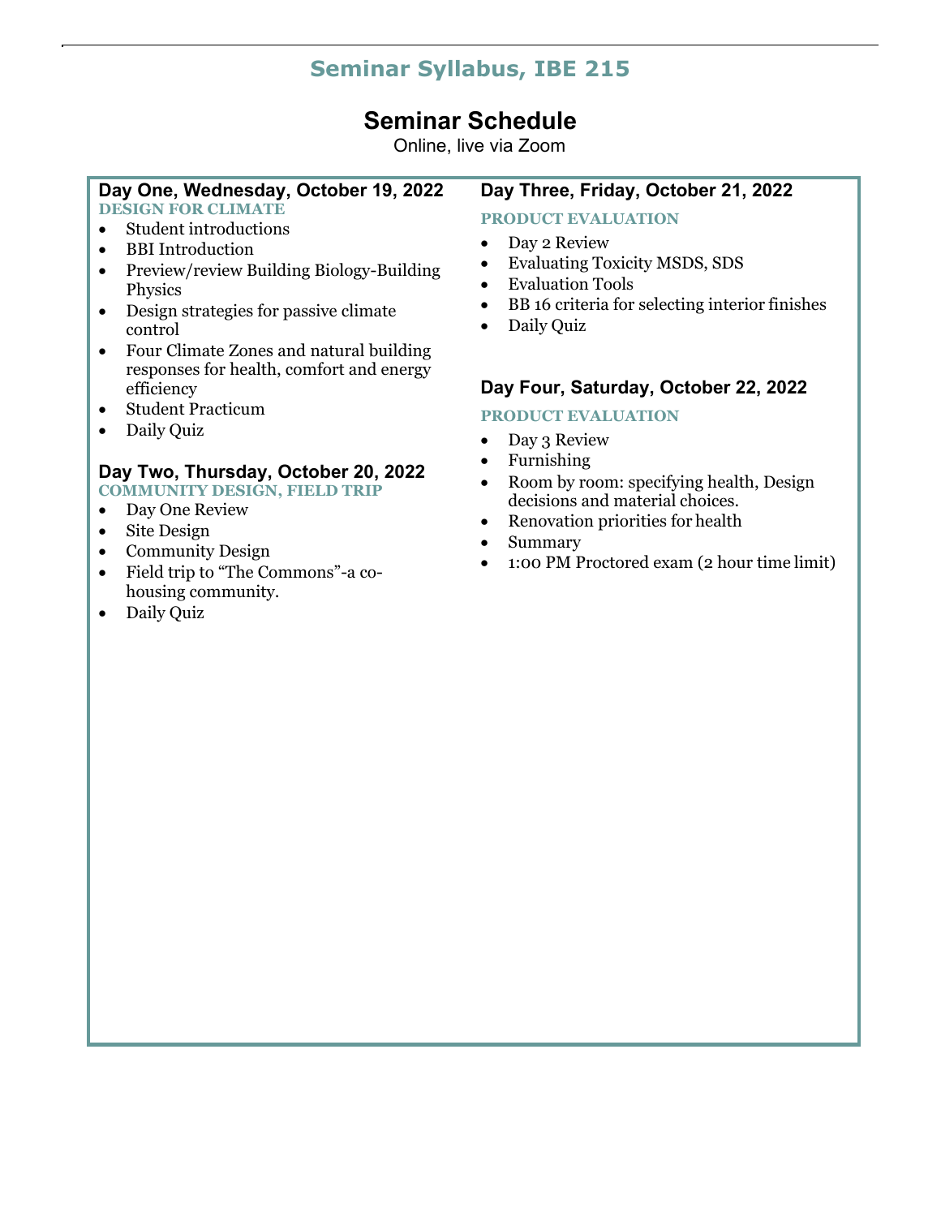# Seminar Syllabus, IBE 215

## Seminar Schedule

Online, live via Zoom

### Day One, Wednesday, October 19, 2022

**DESIGN FOR CLIMATE**

- Student introductions
- BBI Introduction
- Preview/review Building Biology-Building Physics
- Design strategies for passive climate control
- Four Climate Zones and natural building responses for health, comfort and energy efficiency
- Student Practicum
- Daily Quiz

### Day Two, Thursday, October 20, 2022

**COMMUNITY DESIGN, FIELD TRIP**

- Day One Review
- Site Design
- Community Design
- Field trip to "The Commons"-a co-housing community.
- Daily Quiz

### Day Three, Friday, October 21, 2022

**PRODUCT EVALUATION**

- Day 2 Review
- Evaluating Toxicity MSDS, SDS
- Evaluation Tools
- BB 16 criteria for selecting interior finishes
- Daily Quiz

### Day Four, Saturday, October 22, 2022

**PRODUCT EVALUATION**

- Day 3 Review
- Furnishing
- Room by room: specifying health, Design decisions and material choices.
- Renovation priorities for health
- Summary
- 1:00 PM Proctored exam (2 hour time limit)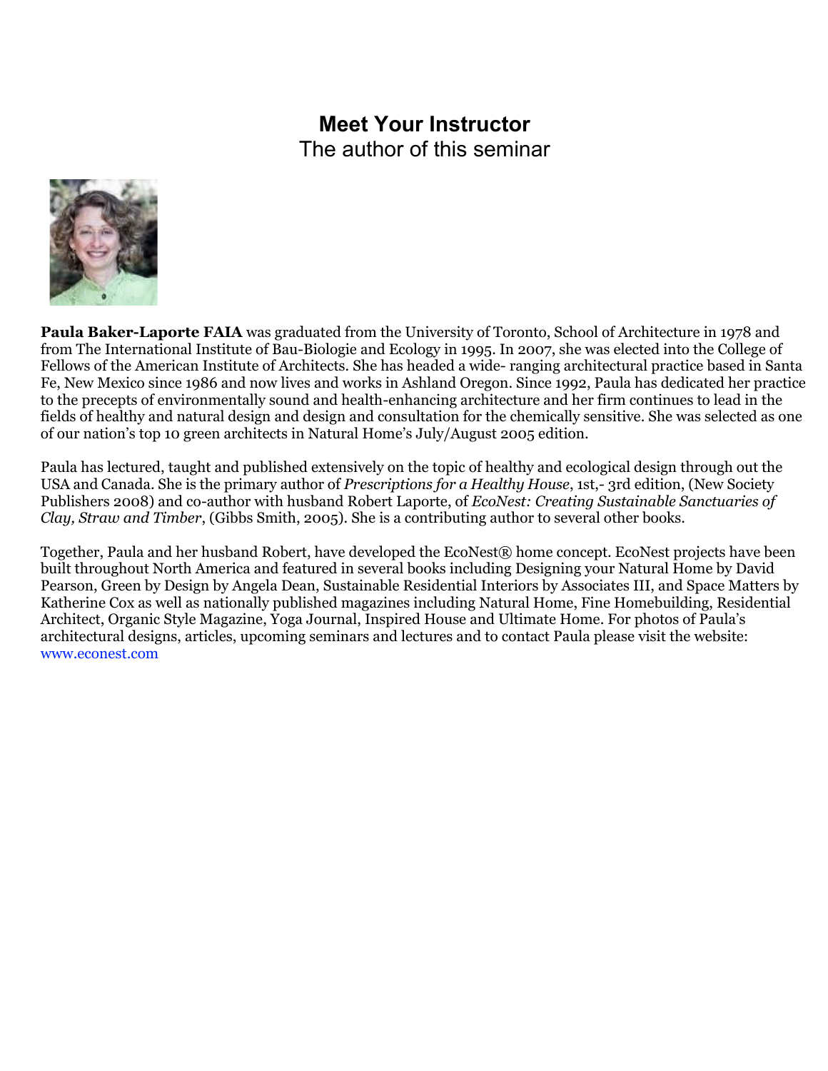# Meet Your Instructor

The author of this seminar

**Paula Baker-Laporte FAIA** was graduated from the University of Toronto, School of Architecture in 1978 and from The International Institute of Bau-Biologie and Ecology in 1995. In 2007, she was elected into the College of Fellows of the American Institute of Architects. She has headed a wide- ranging architectural practice based in Santa Fe, New Mexico since 1986 and now lives and works in Ashland Oregon. Since 1992, Paula has dedicated her practice to the precepts of environmentally sound and health-enhancing architecture and her firm continues to lead in the fields of healthy and natural design and design and consultation for the chemically sensitive. She was selected as one of our nation's top 10 green architects in Natural Home's July/August 2005 edition.

Paula has lectured, taught and published extensively on the topic of healthy and ecological design through out the USA and Canada. She is the primary author of *Prescriptions for a Healthy House*, 1st,- 3rd edition, (New Society Publishers 2008) and co-author with husband Robert Laporte, of *EcoNest: Creating Sustainable Sanctuaries of Clay, Straw and Timber*, (Gibbs Smith, 2005). She is a contributing author to several other books.

Together, Paula and her husband Robert, have developed the EcoNest® home concept. EcoNest projects have been built throughout North America and featured in several books including Designing your Natural Home by David Pearson, Green by Design by Angela Dean, Sustainable Residential Interiors by Associates III, and Space Matters by Katherine Cox as well as nationally published magazines including Natural Home, Fine Homebuilding, Residential Architect, Organic Style Magazine, Yoga Journal, Inspired House and Ultimate Home. For photos of Paula's architectural designs, articles, upcoming seminars and lectures and to contact Paula please visit the website: www.econest.com